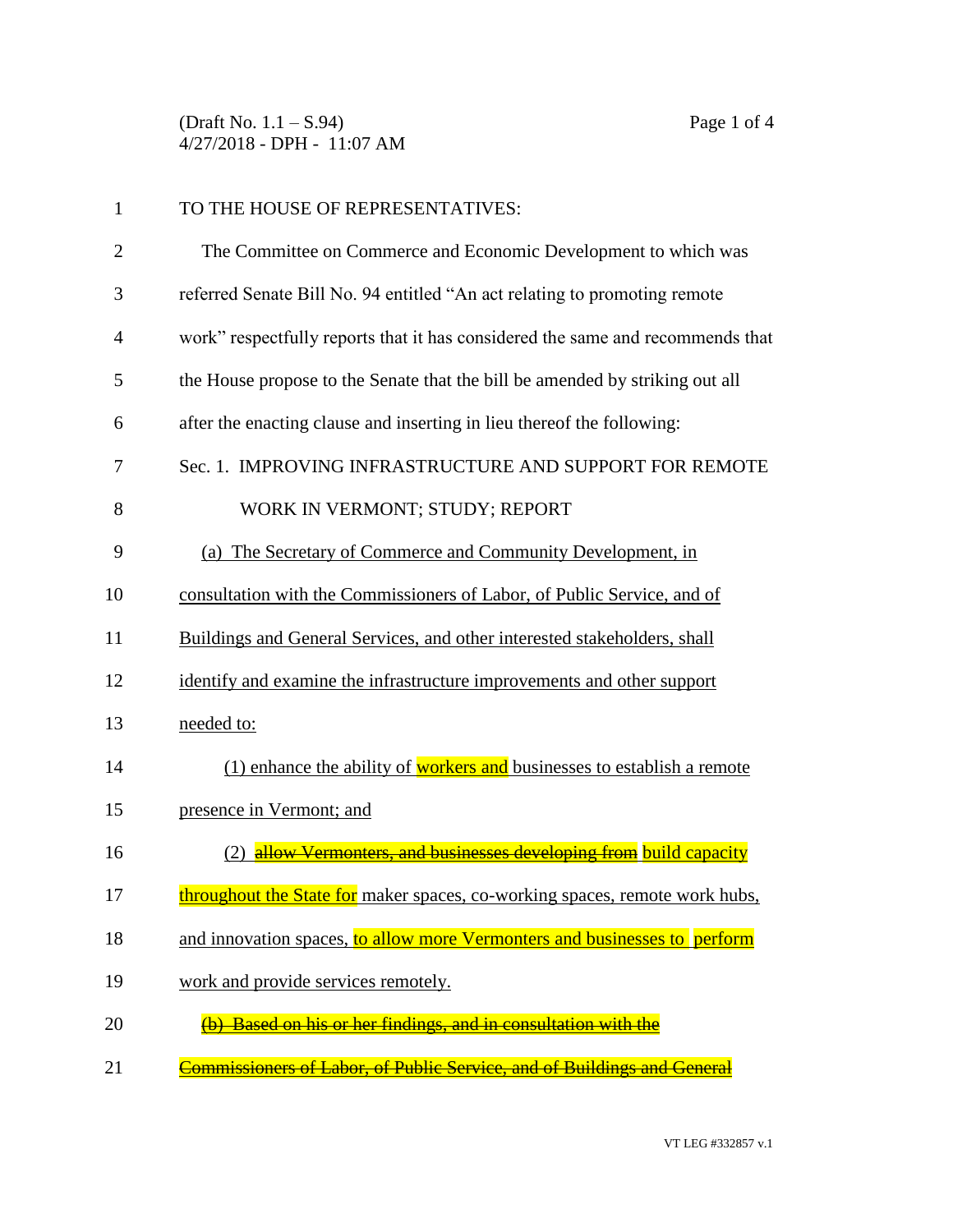TO THE HOUSE OF REPRESENTATIVES:

The Committee on Commerce and Economic Development to which was referred Senate Bill No. 94 entitled "An act relating to promoting remote work" respectfully reports that it has considered the same and recommends that the House propose to the Senate that the bill be amended by striking out all after the enacting clause and inserting in lieu thereof the following:

Sec. 1. IMPROVING INFRASTRUCTURE AND SUPPORT FOR REMOTE WORK IN VERMONT; STUDY; REPORT

<u>(a) The Secretary of Commerce and Community Development, in consultation with the Commissioners of Labor, of Public Service, and of Buildings and General Services, and other interested stakeholders, shall identify and examine the infrastructure improvements and other support needed to:</u>

<u>(1) enhance the ability of workers and businesses to establish a remote presence in Vermont; and</u>

<u>(2) ~~allow Vermonters, and businesses developing from~~ build capacity throughout the State for maker spaces, co-working spaces, remote work hubs, and innovation spaces, to allow more Vermonters and businesses to perform work and provide services remotely.</u>

~~(b) Based on his or her findings, and in consultation with the Commissioners of Labor, of Public Service, and of Buildings and General~~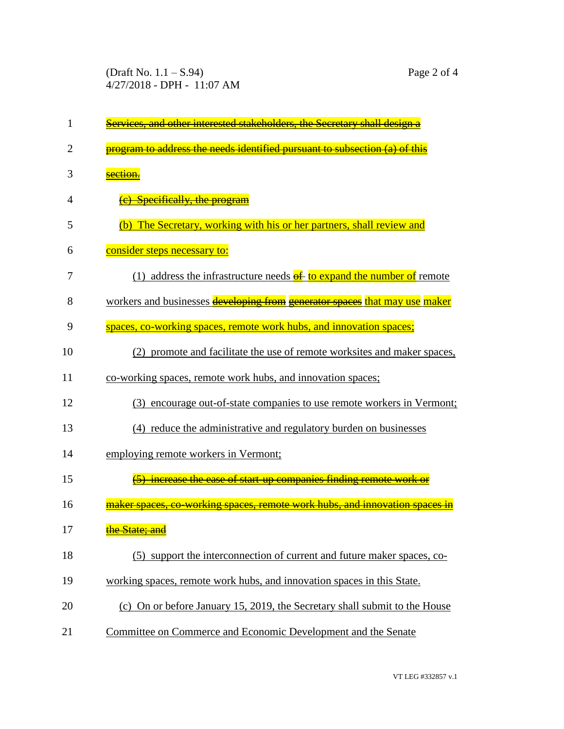~~Services, and other interested stakeholders, the Secretary shall design a program to address the needs identified pursuant to subsection (a) of this section.~~

~~(c) Specifically, the program~~

(b) The Secretary, working with his or her partners, shall review and consider steps necessary to:

(1) address the infrastructure needs ~~of~~ to expand the number of remote workers and businesses ~~developing from~~ ~~generator spaces~~ that may use maker spaces, co-working spaces, remote work hubs, and innovation spaces;

(2) promote and facilitate the use of remote worksites and maker spaces, co-working spaces, remote work hubs, and innovation spaces;

(3) encourage out-of-state companies to use remote workers in Vermont;

(4) reduce the administrative and regulatory burden on businesses employing remote workers in Vermont;

~~(5) increase the ease of start-up companies finding remote work or maker spaces, co-working spaces, remote work hubs, and innovation spaces in the State; and~~

(5) support the interconnection of current and future maker spaces, co-working spaces, remote work hubs, and innovation spaces in this State.

(c) On or before January 15, 2019, the Secretary shall submit to the House Committee on Commerce and Economic Development and the Senate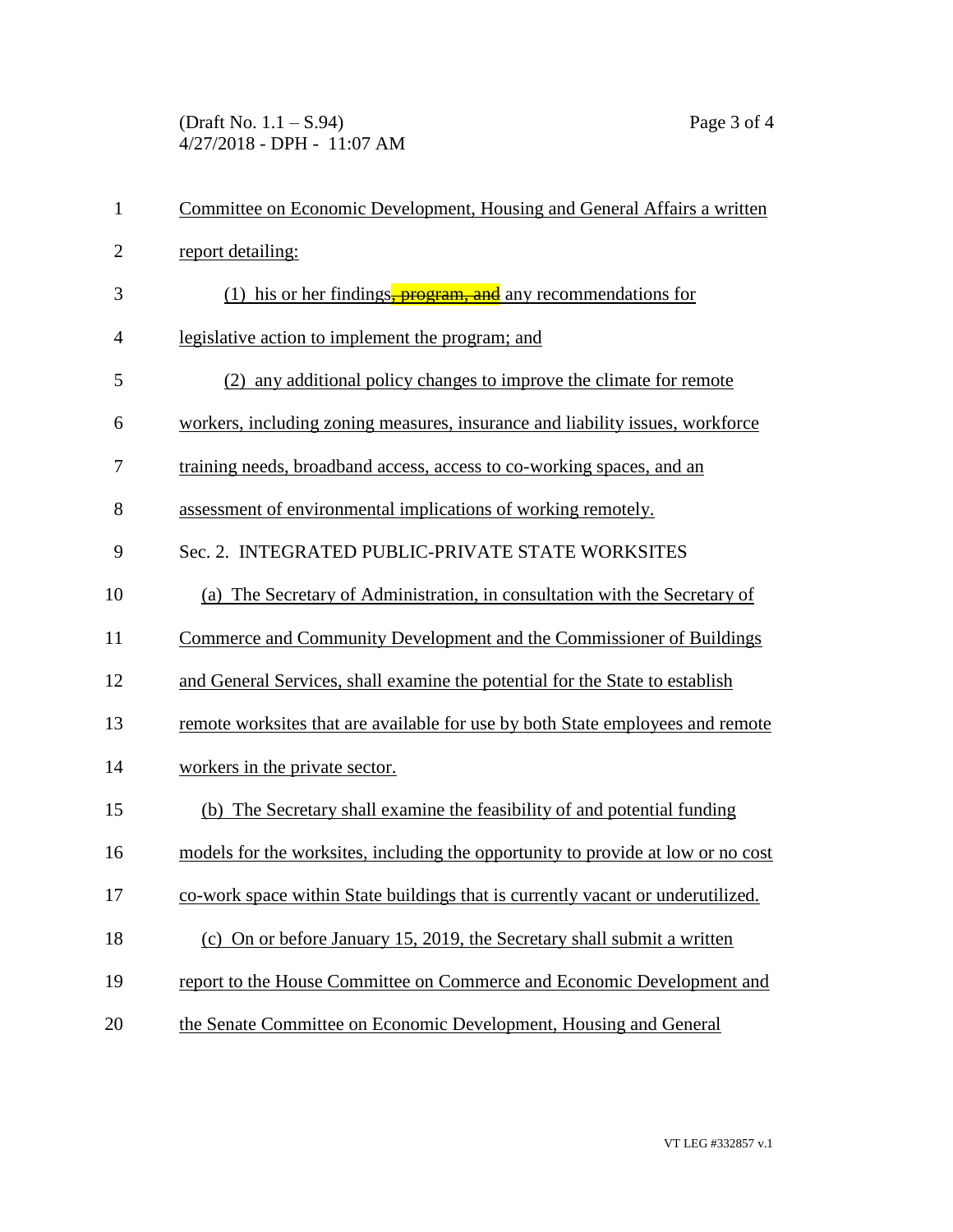Committee on Economic Development, Housing and General Affairs a written report detailing:

(1) his or her findings~~, program, and~~ any recommendations for legislative action to implement the program; and

(2) any additional policy changes to improve the climate for remote workers, including zoning measures, insurance and liability issues, workforce training needs, broadband access, access to co-working spaces, and an assessment of environmental implications of working remotely.

Sec. 2. INTEGRATED PUBLIC-PRIVATE STATE WORKSITES

(a) The Secretary of Administration, in consultation with the Secretary of Commerce and Community Development and the Commissioner of Buildings and General Services, shall examine the potential for the State to establish remote worksites that are available for use by both State employees and remote workers in the private sector.

(b) The Secretary shall examine the feasibility of and potential funding models for the worksites, including the opportunity to provide at low or no cost co-work space within State buildings that is currently vacant or underutilized.

(c) On or before January 15, 2019, the Secretary shall submit a written report to the House Committee on Commerce and Economic Development and the Senate Committee on Economic Development, Housing and General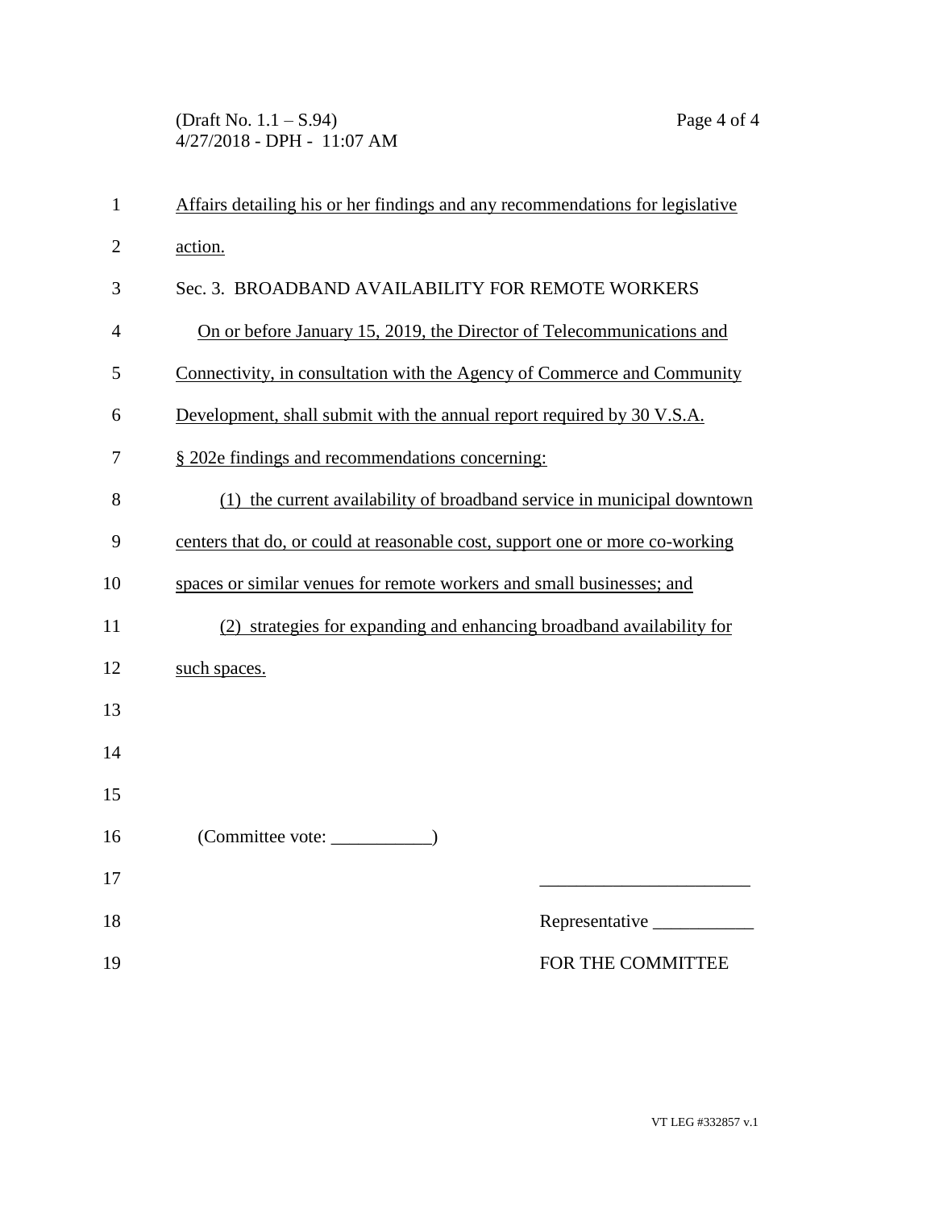Affairs detailing his or her findings and any recommendations for legislative action.

Sec. 3. BROADBAND AVAILABILITY FOR REMOTE WORKERS

On or before January 15, 2019, the Director of Telecommunications and Connectivity, in consultation with the Agency of Commerce and Community Development, shall submit with the annual report required by 30 V.S.A. § 202e findings and recommendations concerning:

(1) the current availability of broadband service in municipal downtown centers that do, or could at reasonable cost, support one or more co-working spaces or similar venues for remote workers and small businesses; and

(2) strategies for expanding and enhancing broadband availability for such spaces.

(Committee vote: ___________)

_______________________

Representative ___________

FOR THE COMMITTEE